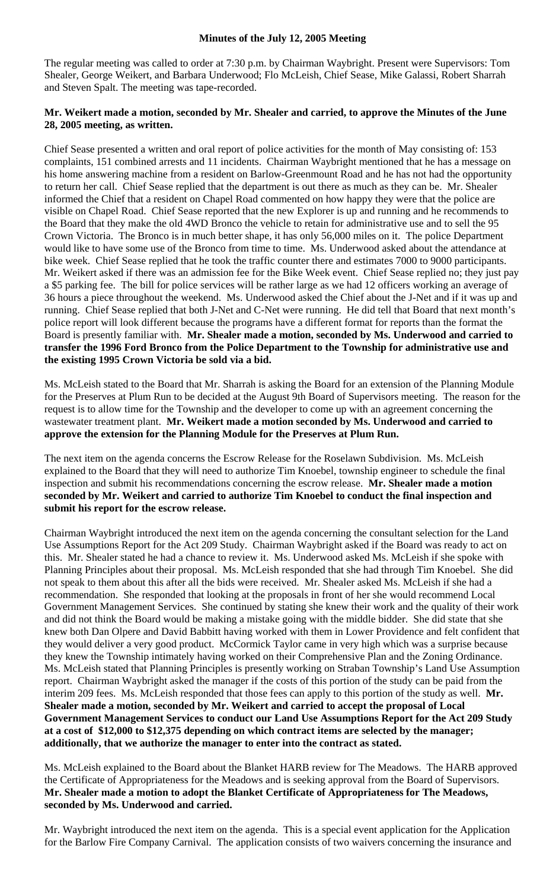**Minutes of the July 12, 2005 Meeting**

The regular meeting was called to order at 7:30 p.m. by Chairman Waybright. Present were Supervisors: Tom Shealer, George Weikert, and Barbara Underwood; Flo McLeish, Chief Sease, Mike Galassi, Robert Sharrah and Steven Spalt. The meeting was tape-recorded.

**Mr. Weikert made a motion, seconded by Mr. Shealer and carried, to approve the Minutes of the June 28, 2005 meeting, as written.**

Chief Sease presented a written and oral report of police activities for the month of May consisting of: 153 complaints, 151 combined arrests and 11 incidents. Chairman Waybright mentioned that he has a message on his home answering machine from a resident on Barlow-Greenmount Road and he has not had the opportunity to return her call. Chief Sease replied that the department is out there as much as they can be. Mr. Shealer informed the Chief that a resident on Chapel Road commented on how happy they were that the police are visible on Chapel Road. Chief Sease reported that the new Explorer is up and running and he recommends to the Board that they make the old 4WD Bronco the vehicle to retain for administrative use and to sell the 95 Crown Victoria. The Bronco is in much better shape, it has only 56,000 miles on it. The police Department would like to have some use of the Bronco from time to time. Ms. Underwood asked about the attendance at bike week. Chief Sease replied that he took the traffic counter there and estimates 7000 to 9000 participants. Mr. Weikert asked if there was an admission fee for the Bike Week event. Chief Sease replied no; they just pay a $5 parking fee. The bill for police services will be rather large as we had 12 officers working an average of 36 hours a piece throughout the weekend. Ms. Underwood asked the Chief about the J-Net and if it was up and running. Chief Sease replied that both J-Net and C-Net were running. He did tell that Board that next month's police report will look different because the programs have a different format for reports than the format the Board is presently familiar with. **Mr. Shealer made a motion, seconded by Ms. Underwood and carried to transfer the 1996 Ford Bronco from the Police Department to the Township for administrative use and the existing 1995 Crown Victoria be sold via a bid.**

Ms. McLeish stated to the Board that Mr. Sharrah is asking the Board for an extension of the Planning Module for the Preserves at Plum Run to be decided at the August 9th Board of Supervisors meeting. The reason for the request is to allow time for the Township and the developer to come up with an agreement concerning the wastewater treatment plant. **Mr. Weikert made a motion seconded by Ms. Underwood and carried to approve the extension for the Planning Module for the Preserves at Plum Run.**

The next item on the agenda concerns the Escrow Release for the Roselawn Subdivision. Ms. McLeish explained to the Board that they will need to authorize Tim Knoebel, township engineer to schedule the final inspection and submit his recommendations concerning the escrow release. **Mr. Shealer made a motion seconded by Mr. Weikert and carried to authorize Tim Knoebel to conduct the final inspection and submit his report for the escrow release.**

Chairman Waybright introduced the next item on the agenda concerning the consultant selection for the Land Use Assumptions Report for the Act 209 Study. Chairman Waybright asked if the Board was ready to act on this. Mr. Shealer stated he had a chance to review it. Ms. Underwood asked Ms. McLeish if she spoke with Planning Principles about their proposal. Ms. McLeish responded that she had through Tim Knoebel. She did not speak to them about this after all the bids were received. Mr. Shealer asked Ms. McLeish if she had a recommendation. She responded that looking at the proposals in front of her she would recommend Local Government Management Services. She continued by stating she knew their work and the quality of their work and did not think the Board would be making a mistake going with the middle bidder. She did state that she knew both Dan Olpere and David Babbitt having worked with them in Lower Providence and felt confident that they would deliver a very good product. McCormick Taylor came in very high which was a surprise because they knew the Township intimately having worked on their Comprehensive Plan and the Zoning Ordinance. Ms. McLeish stated that Planning Principles is presently working on Straban Township's Land Use Assumption report. Chairman Waybright asked the manager if the costs of this portion of the study can be paid from the interim 209 fees. Ms. McLeish responded that those fees can apply to this portion of the study as well. **Mr. Shealer made a motion, seconded by Mr. Weikert and carried to accept the proposal of Local Government Management Services to conduct our Land Use Assumptions Report for the Act 209 Study at a cost of $12,000 to $12,375 depending on which contract items are selected by the manager; additionally, that we authorize the manager to enter into the contract as stated.**

Ms. McLeish explained to the Board about the Blanket HARB review for The Meadows. The HARB approved the Certificate of Appropriateness for the Meadows and is seeking approval from the Board of Supervisors. **Mr. Shealer made a motion to adopt the Blanket Certificate of Appropriateness for The Meadows, seconded by Ms. Underwood and carried.**

Mr. Waybright introduced the next item on the agenda. This is a special event application for the Application for the Barlow Fire Company Carnival. The application consists of two waivers concerning the insurance and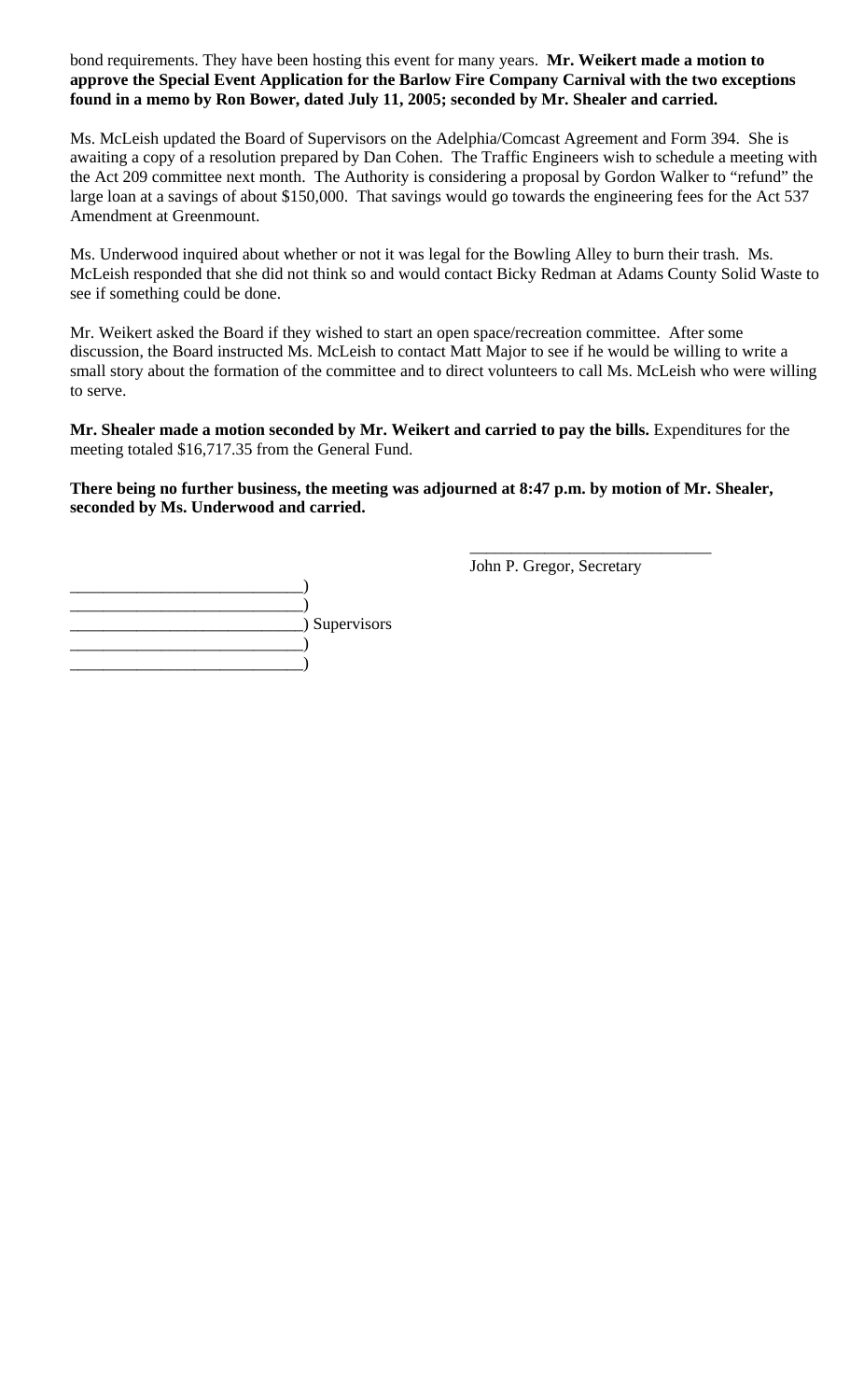bond requirements. They have been hosting this event for many years. **Mr. Weikert made a motion to approve the Special Event Application for the Barlow Fire Company Carnival with the two exceptions found in a memo by Ron Bower, dated July 11, 2005; seconded by Mr. Shealer and carried.**

Ms. McLeish updated the Board of Supervisors on the Adelphia/Comcast Agreement and Form 394. She is awaiting a copy of a resolution prepared by Dan Cohen. The Traffic Engineers wish to schedule a meeting with the Act 209 committee next month. The Authority is considering a proposal by Gordon Walker to "refund" the large loan at a savings of about $150,000. That savings would go towards the engineering fees for the Act 537 Amendment at Greenmount.

Ms. Underwood inquired about whether or not it was legal for the Bowling Alley to burn their trash. Ms. McLeish responded that she did not think so and would contact Bicky Redman at Adams County Solid Waste to see if something could be done.

Mr. Weikert asked the Board if they wished to start an open space/recreation committee. After some discussion, the Board instructed Ms. McLeish to contact Matt Major to see if he would be willing to write a small story about the formation of the committee and to direct volunteers to call Ms. McLeish who were willing to serve.

**Mr. Shealer made a motion seconded by Mr. Weikert and carried to pay the bills.** Expenditures for the meeting totaled $16,717.35 from the General Fund.

**There being no further business, the meeting was adjourned at 8:47 p.m. by motion of Mr. Shealer, seconded by Ms. Underwood and carried.**

\_\_\_\_\_\_\_\_\_\_\_\_\_\_\_\_\_\_\_\_\_\_\_\_\_\_\_\_\_\_

John P. Gregor, Secretary

\_\_\_\_\_\_\_\_\_\_\_\_\_\_\_\_\_\_\_\_\_\_\_\_\_\_\_\_)
\_\_\_\_\_\_\_\_\_\_\_\_\_\_\_\_\_\_\_\_\_\_\_\_\_\_\_\_)
\_\_\_\_\_\_\_\_\_\_\_\_\_\_\_\_\_\_\_\_\_\_\_\_\_\_\_\_) Supervisors
\_\_\_\_\_\_\_\_\_\_\_\_\_\_\_\_\_\_\_\_\_\_\_\_\_\_\_\_)
\_\_\_\_\_\_\_\_\_\_\_\_\_\_\_\_\_\_\_\_\_\_\_\_\_\_\_\_)